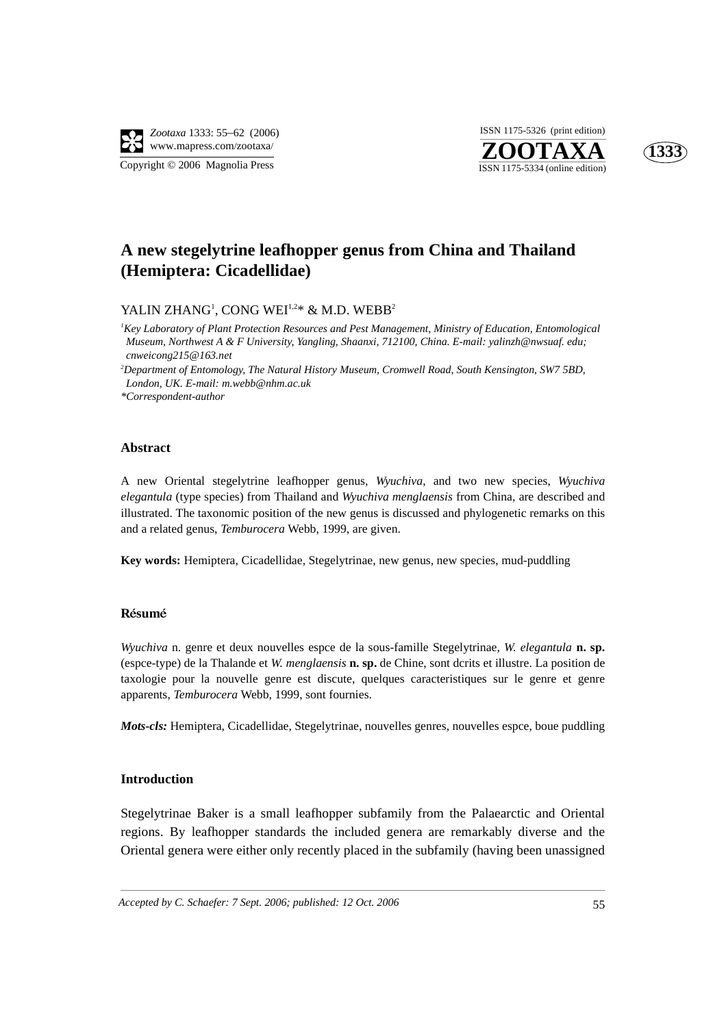# A new stegelytrine leafhopper genus from China and Thailand (Hemiptera: Cicadellidae)

YALIN ZHANG[1], CONG WEI[1,2]* & M.D. WEBB[2]

[1]*Key Laboratory of Plant Protection Resources and Pest Management, Ministry of Education, Entomological Museum, Northwest A & F University, Yangling, Shaanxi, 712100, China. E-mail: yalinzh@nwsuaf. edu; cnweicong215@163.net*

[2]*Department of Entomology, The Natural History Museum, Cromwell Road, South Kensington, SW7 5BD, London, UK. E-mail: m.webb@nhm.ac.uk*

*\*Correspondent-author*

## Abstract

A new Oriental stegelytrine leafhopper genus, *Wyuchiva*, and two new species, *Wyuchiva elegantula* (type species) from Thailand and *Wyuchiva menglaensis* from China, are described and illustrated. The taxonomic position of the new genus is discussed and phylogenetic remarks on this and a related genus, *Temburocera* Webb, 1999, are given.

**Key words:** Hemiptera, Cicadellidae, Stegelytrinae, new genus, new species, mud-puddling

## Résumé

*Wyuchiva* n. genre et deux nouvelles espce de la sous-famille Stegelytrinae, *W. elegantula* **n. sp.** (espce-type) de la Thalande et *W. menglaensis* **n. sp.** de Chine, sont dcrits et illustre. La position de taxologie pour la nouvelle genre est discute, quelques caracteristiques sur le genre et genre apparents, *Temburocera* Webb, 1999, sont fournies.

***Mots-cls:*** Hemiptera, Cicadellidae, Stegelytrinae, nouvelles genres, nouvelles espce, boue puddling

## Introduction

Stegelytrinae Baker is a small leafhopper subfamily from the Palaearctic and Oriental regions. By leafhopper standards the included genera are remarkably diverse and the Oriental genera were either only recently placed in the subfamily (having been unassigned

*Accepted by C. Schaefer: 7 Sept. 2006; published: 12 Oct. 2006*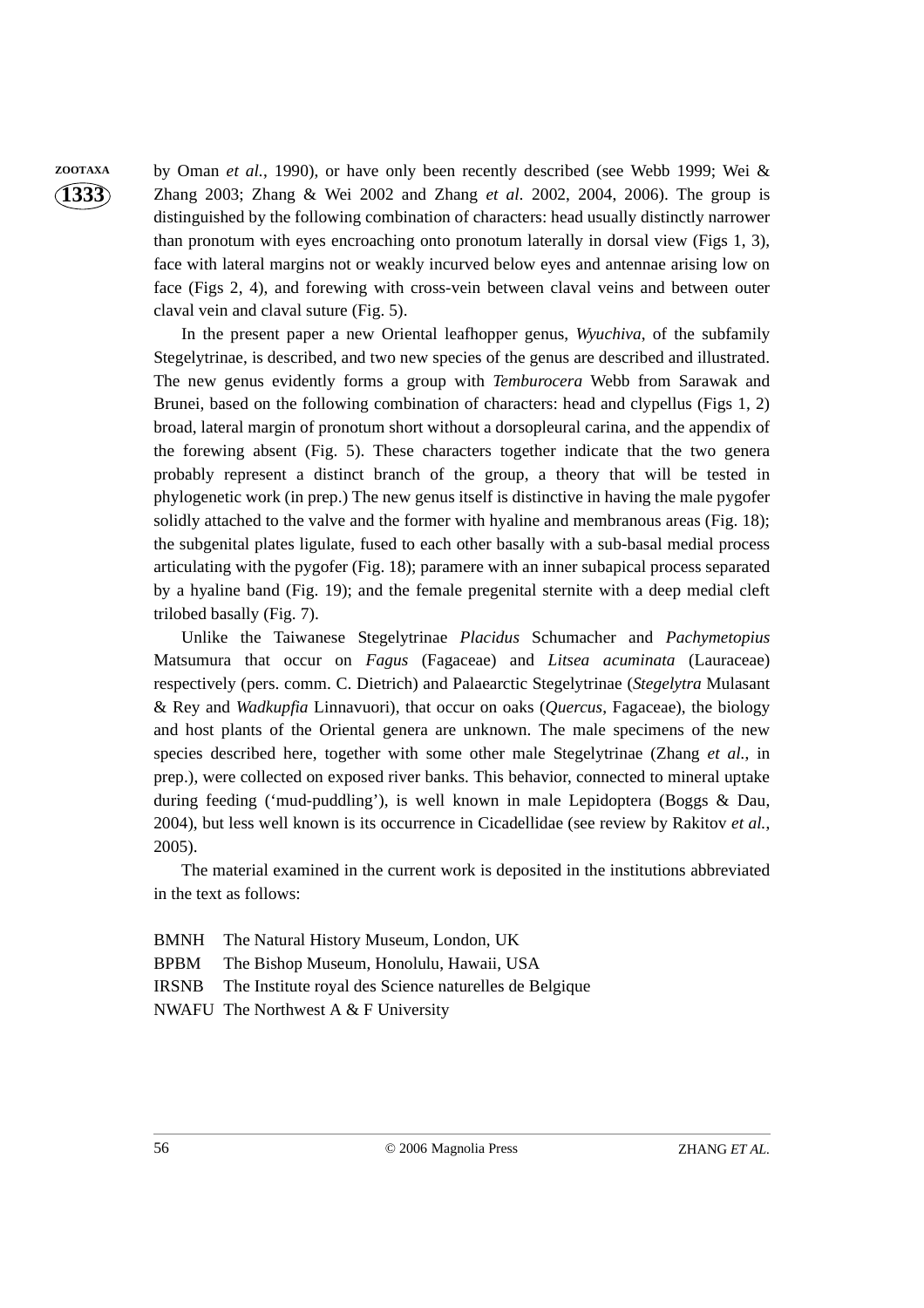by Oman *et al.*, 1990), or have only been recently described (see Webb 1999; Wei & Zhang 2003; Zhang & Wei 2002 and Zhang *et al*. 2002, 2004, 2006). The group is distinguished by the following combination of characters: head usually distinctly narrower than pronotum with eyes encroaching onto pronotum laterally in dorsal view (Figs 1, 3), face with lateral margins not or weakly incurved below eyes and antennae arising low on face (Figs 2, 4), and forewing with cross-vein between claval veins and between outer claval vein and claval suture (Fig. 5).

In the present paper a new Oriental leafhopper genus, *Wyuchiva*, of the subfamily Stegelytrinae, is described, and two new species of the genus are described and illustrated. The new genus evidently forms a group with *Temburocera* Webb from Sarawak and Brunei, based on the following combination of characters: head and clypellus (Figs 1, 2) broad, lateral margin of pronotum short without a dorsopleural carina, and the appendix of the forewing absent (Fig. 5). These characters together indicate that the two genera probably represent a distinct branch of the group, a theory that will be tested in phylogenetic work (in prep.) The new genus itself is distinctive in having the male pygofer solidly attached to the valve and the former with hyaline and membranous areas (Fig. 18); the subgenital plates ligulate, fused to each other basally with a sub-basal medial process articulating with the pygofer (Fig. 18); paramere with an inner subapical process separated by a hyaline band (Fig. 19); and the female pregenital sternite with a deep medial cleft trilobed basally (Fig. 7).

Unlike the Taiwanese Stegelytrinae *Placidus* Schumacher and *Pachymetopius* Matsumura that occur on *Fagus* (Fagaceae) and *Litsea acuminata* (Lauraceae) respectively (pers. comm. C. Dietrich) and Palaearctic Stegelytrinae (*Stegelytra* Mulasant & Rey and *Wadkupfia* Linnavuori), that occur on oaks (*Quercus*, Fagaceae), the biology and host plants of the Oriental genera are unknown. The male specimens of the new species described here, together with some other male Stegelytrinae (Zhang *et al.*, in prep.), were collected on exposed river banks. This behavior, connected to mineral uptake during feeding ('mud-puddling'), is well known in male Lepidoptera (Boggs & Dau, 2004), but less well known is its occurrence in Cicadellidae (see review by Rakitov *et al.*, 2005).

The material examined in the current work is deposited in the institutions abbreviated in the text as follows:

BMNH The Natural History Museum, London, UK
BPBM The Bishop Museum, Honolulu, Hawaii, USA
IRSNB The Institute royal des Science naturelles de Belgique
NWAFU The Northwest A & F University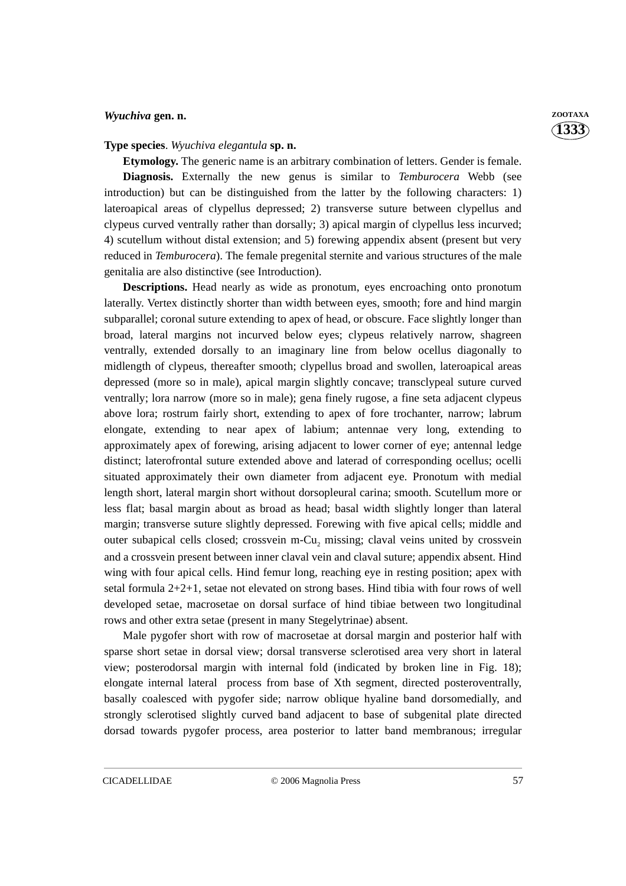## *Wyuchiva* gen. n.

**Type species**. *Wyuchiva elegantula* **sp. n.**

**Etymology.** The generic name is an arbitrary combination of letters. Gender is female.

**Diagnosis.** Externally the new genus is similar to *Temburocera* Webb (see introduction) but can be distinguished from the latter by the following characters: 1) lateroapical areas of clypellus depressed; 2) transverse suture between clypellus and clypeus curved ventrally rather than dorsally; 3) apical margin of clypellus less incurved; 4) scutellum without distal extension; and 5) forewing appendix absent (present but very reduced in *Temburocera*). The female pregenital sternite and various structures of the male genitalia are also distinctive (see Introduction).

**Descriptions.** Head nearly as wide as pronotum, eyes encroaching onto pronotum laterally. Vertex distinctly shorter than width between eyes, smooth; fore and hind margin subparallel; coronal suture extending to apex of head, or obscure. Face slightly longer than broad, lateral margins not incurved below eyes; clypeus relatively narrow, shagreen ventrally, extended dorsally to an imaginary line from below ocellus diagonally to midlength of clypeus, thereafter smooth; clypellus broad and swollen, lateroapical areas depressed (more so in male), apical margin slightly concave; transclypeal suture curved ventrally; lora narrow (more so in male); gena finely rugose, a fine seta adjacent clypeus above lora; rostrum fairly short, extending to apex of fore trochanter, narrow; labrum elongate, extending to near apex of labium; antennae very long, extending to approximately apex of forewing, arising adjacent to lower corner of eye; antennal ledge distinct; laterofrontal suture extended above and laterad of corresponding ocellus; ocelli situated approximately their own diameter from adjacent eye. Pronotum with medial length short, lateral margin short without dorsopleural carina; smooth. Scutellum more or less flat; basal margin about as broad as head; basal width slightly longer than lateral margin; transverse suture slightly depressed. Forewing with five apical cells; middle and outer subapical cells closed; crossvein m-$Cu_2$ missing; claval veins united by crossvein and a crossvein present between inner claval vein and claval suture; appendix absent. Hind wing with four apical cells. Hind femur long, reaching eye in resting position; apex with setal formula 2+2+1, setae not elevated on strong bases. Hind tibia with four rows of well developed setae, macrosetae on dorsal surface of hind tibiae between two longitudinal rows and other extra setae (present in many Stegelytrinae) absent.

Male pygofer short with row of macrosetae at dorsal margin and posterior half with sparse short setae in dorsal view; dorsal transverse sclerotised area very short in lateral view; posterodorsal margin with internal fold (indicated by broken line in Fig. 18); elongate internal lateral process from base of Xth segment, directed posteroventrally, basally coalesced with pygofer side; narrow oblique hyaline band dorsomedially, and strongly sclerotised slightly curved band adjacent to base of subgenital plate directed dorsad towards pygofer process, area posterior to latter band membranous; irregular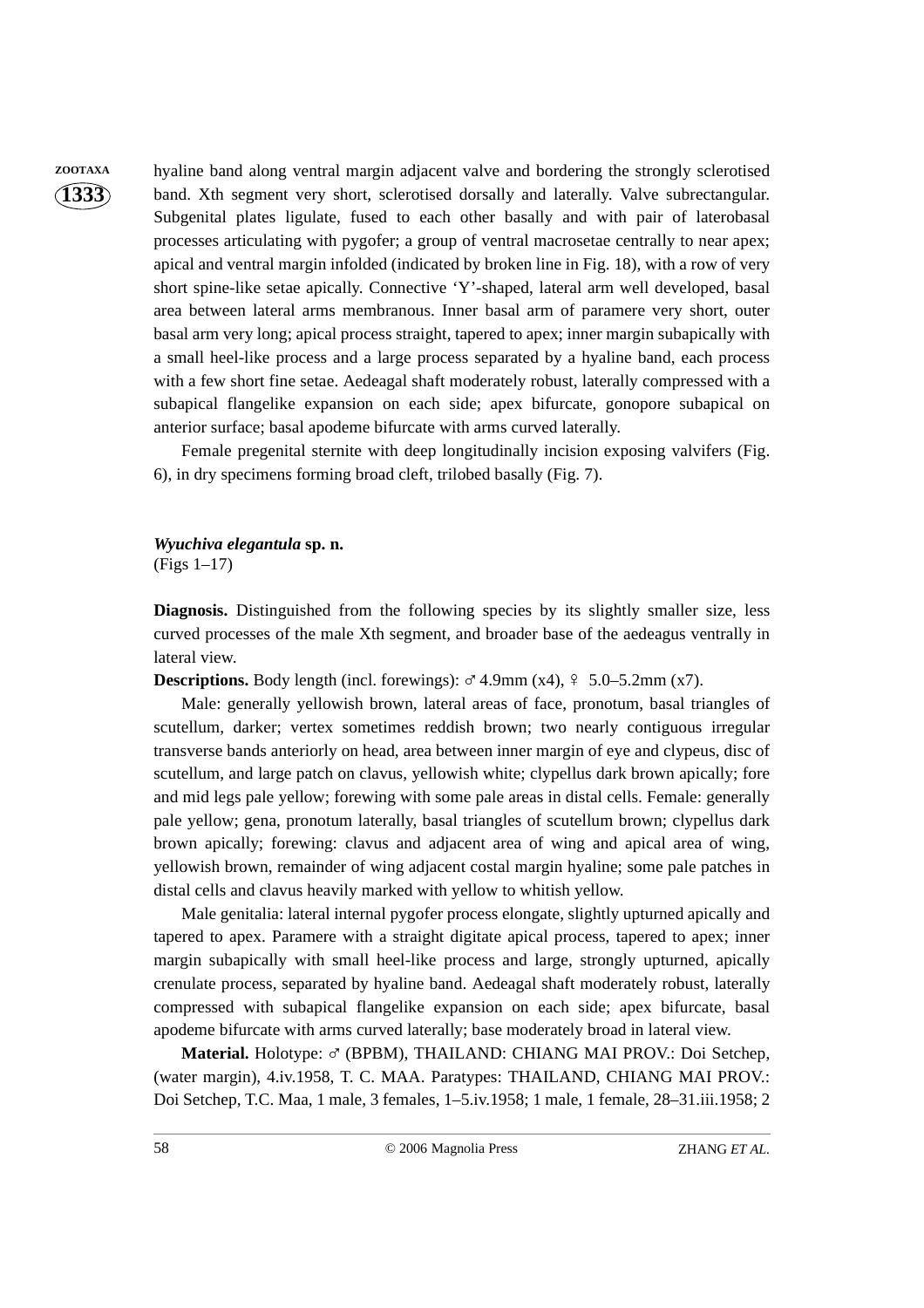hyaline band along ventral margin adjacent valve and bordering the strongly sclerotised band. Xth segment very short, sclerotised dorsally and laterally. Valve subrectangular. Subgenital plates ligulate, fused to each other basally and with pair of laterobasal processes articulating with pygofer; a group of ventral macrosetae centrally to near apex; apical and ventral margin infolded (indicated by broken line in Fig. 18), with a row of very short spine-like setae apically. Connective 'Y'-shaped, lateral arm well developed, basal area between lateral arms membranous. Inner basal arm of paramere very short, outer basal arm very long; apical process straight, tapered to apex; inner margin subapically with a small heel-like process and a large process separated by a hyaline band, each process with a few short fine setae. Aedeagal shaft moderately robust, laterally compressed with a subapical flangelike expansion on each side; apex bifurcate, gonopore subapical on anterior surface; basal apodeme bifurcate with arms curved laterally.

Female pregenital sternite with deep longitudinally incision exposing valvifers (Fig. 6), in dry specimens forming broad cleft, trilobed basally (Fig. 7).

***Wyuchiva elegantula*** **sp. n.**
(Figs 1–17)

**Diagnosis.** Distinguished from the following species by its slightly smaller size, less curved processes of the male Xth segment, and broader base of the aedeagus ventrally in lateral view.

**Descriptions.** Body length (incl. forewings): ♂ 4.9mm (x4), ♀ 5.0–5.2mm (x7).

Male: generally yellowish brown, lateral areas of face, pronotum, basal triangles of scutellum, darker; vertex sometimes reddish brown; two nearly contiguous irregular transverse bands anteriorly on head, area between inner margin of eye and clypeus, disc of scutellum, and large patch on clavus, yellowish white; clypellus dark brown apically; fore and mid legs pale yellow; forewing with some pale areas in distal cells. Female: generally pale yellow; gena, pronotum laterally, basal triangles of scutellum brown; clypellus dark brown apically; forewing: clavus and adjacent area of wing and apical area of wing, yellowish brown, remainder of wing adjacent costal margin hyaline; some pale patches in distal cells and clavus heavily marked with yellow to whitish yellow.

Male genitalia: lateral internal pygofer process elongate, slightly upturned apically and tapered to apex. Paramere with a straight digitate apical process, tapered to apex; inner margin subapically with small heel-like process and large, strongly upturned, apically crenulate process, separated by hyaline band. Aedeagal shaft moderately robust, laterally compressed with subapical flangelike expansion on each side; apex bifurcate, basal apodeme bifurcate with arms curved laterally; base moderately broad in lateral view.

**Material.** Holotype: ♂ (BPBM), THAILAND: CHIANG MAI PROV.: Doi Setchep, (water margin), 4.iv.1958, T. C. MAA. Paratypes: THAILAND, CHIANG MAI PROV.: Doi Setchep, T.C. Maa, 1 male, 3 females, 1–5.iv.1958; 1 male, 1 female, 28–31.iii.1958; 2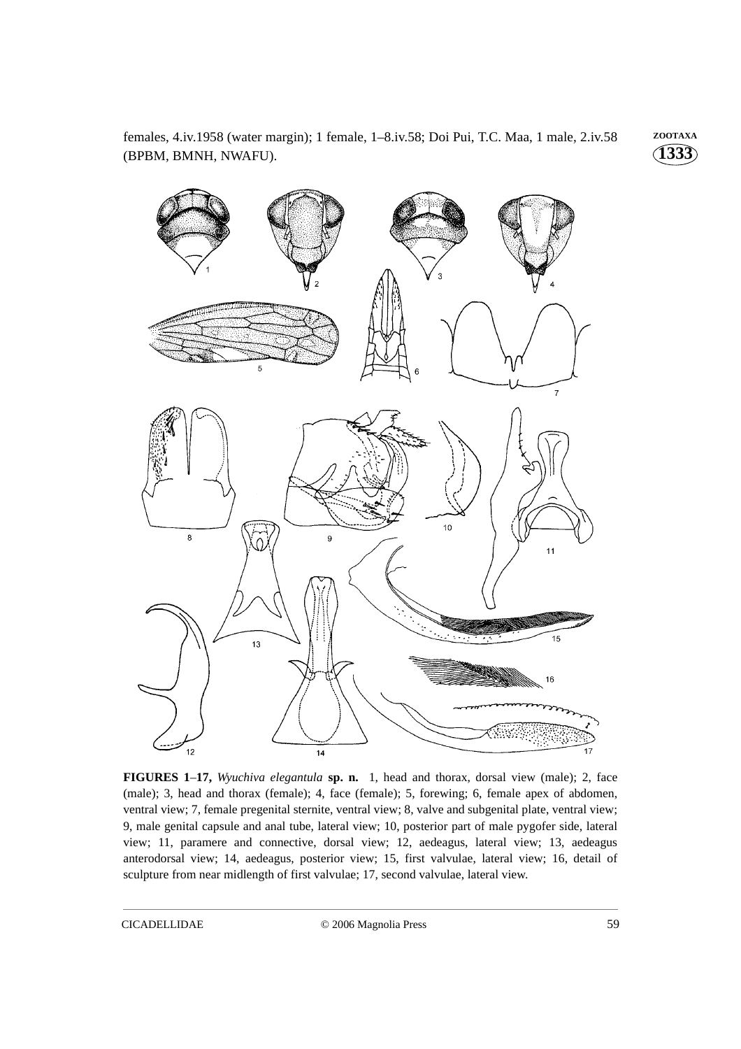females, 4.iv.1958 (water margin); 1 female, 1–8.iv.58; Doi Pui, T.C. Maa, 1 male, 2.iv.58 (BPBM, BMNH, NWAFU).

**FIGURES 1–17,** *Wyuchiva elegantula* **sp. n.** 1, head and thorax, dorsal view (male); 2, face (male); 3, head and thorax (female); 4, face (female); 5, forewing; 6, female apex of abdomen, ventral view; 7, female pregenital sternite, ventral view; 8, valve and subgenital plate, ventral view; 9, male genital capsule and anal tube, lateral view; 10, posterior part of male pygofer side, lateral view; 11, paramere and connective, dorsal view; 12, aedeagus, lateral view; 13, aedeagus anterodorsal view; 14, aedeagus, posterior view; 15, first valvulae, lateral view; 16, detail of sculpture from near midlength of first valvulae; 17, second valvulae, lateral view.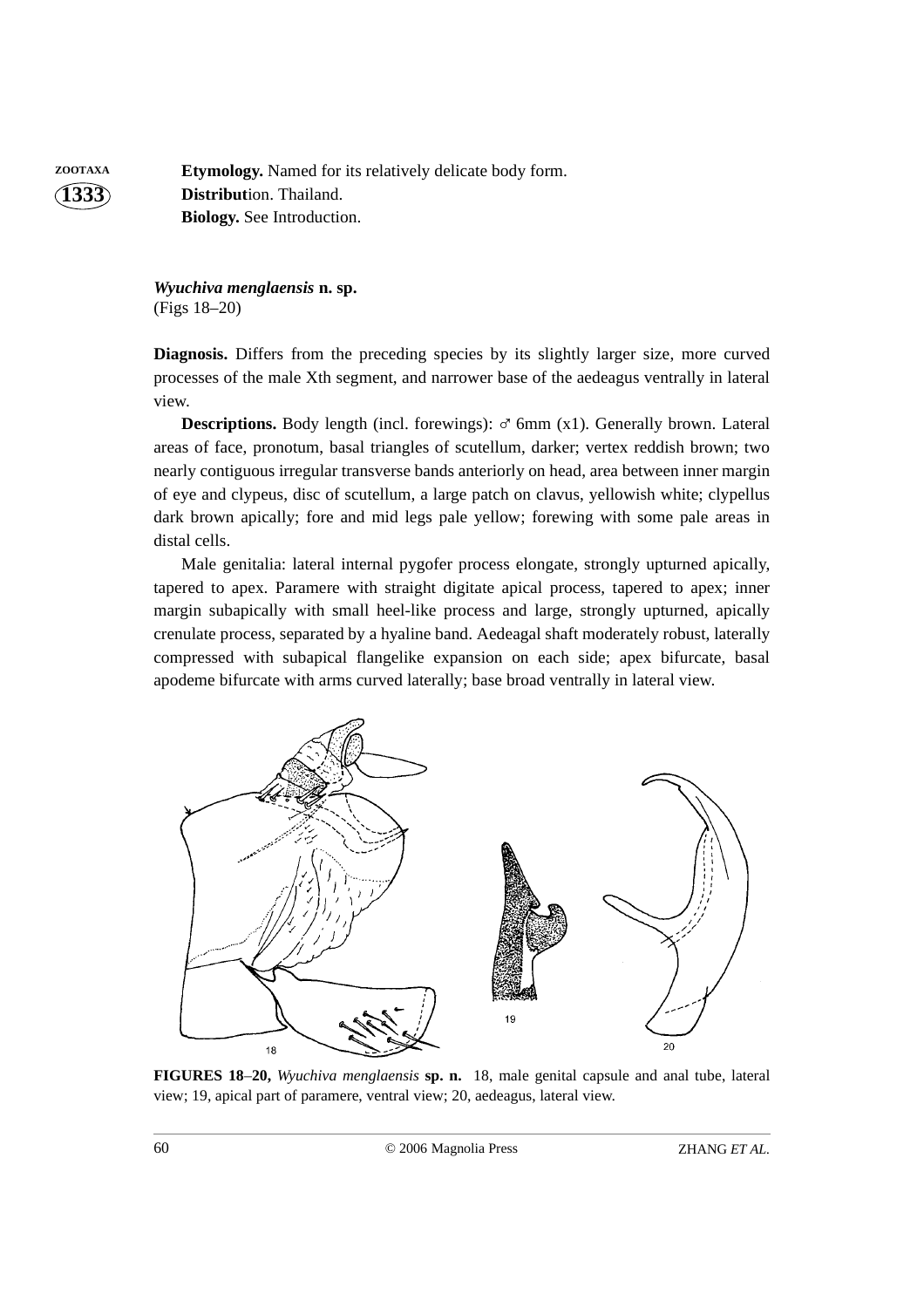**Etymology.** Named for its relatively delicate body form.
**Distribution.** Thailand.
**Biology.** See Introduction.

***Wyuchiva menglaensis*** **n. sp.**
(Figs 18–20)

**Diagnosis.** Differs from the preceding species by its slightly larger size, more curved processes of the male Xth segment, and narrower base of the aedeagus ventrally in lateral view.

**Descriptions.** Body length (incl. forewings): ♂ 6mm (x1). Generally brown. Lateral areas of face, pronotum, basal triangles of scutellum, darker; vertex reddish brown; two nearly contiguous irregular transverse bands anteriorly on head, area between inner margin of eye and clypeus, disc of scutellum, a large patch on clavus, yellowish white; clypellus dark brown apically; fore and mid legs pale yellow; forewing with some pale areas in distal cells.

Male genitalia: lateral internal pygofer process elongate, strongly upturned apically, tapered to apex. Paramere with straight digitate apical process, tapered to apex; inner margin subapically with small heel-like process and large, strongly upturned, apically crenulate process, separated by a hyaline band. Aedeagal shaft moderately robust, laterally compressed with subapical flangelike expansion on each side; apex bifurcate, basal apodeme bifurcate with arms curved laterally; base broad ventrally in lateral view.

**FIGURES 18–20,** *Wyuchiva menglaensis* **sp. n.** 18, male genital capsule and anal tube, lateral view; 19, apical part of paramere, ventral view; 20, aedeagus, lateral view.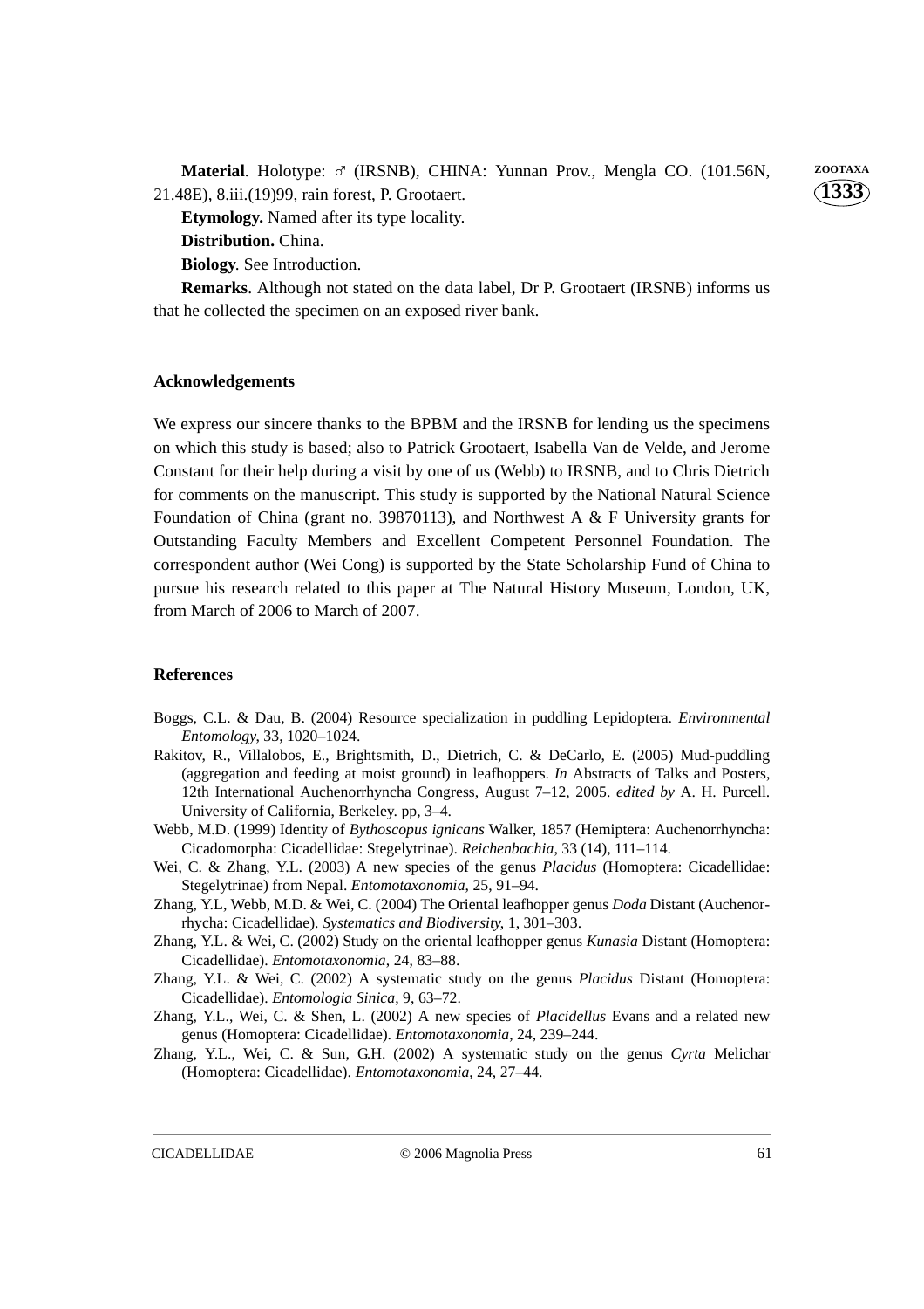**Material**. Holotype: ♂ (IRSNB), CHINA: Yunnan Prov., Mengla CO. (101.56N, 21.48E), 8.iii.(19)99, rain forest, P. Grootaert.

**Etymology.** Named after its type locality.

**Distribution.** China.

**Biology**. See Introduction.

**Remarks**. Although not stated on the data label, Dr P. Grootaert (IRSNB) informs us that he collected the specimen on an exposed river bank.

## Acknowledgements

We express our sincere thanks to the BPBM and the IRSNB for lending us the specimens on which this study is based; also to Patrick Grootaert, Isabella Van de Velde, and Jerome Constant for their help during a visit by one of us (Webb) to IRSNB, and to Chris Dietrich for comments on the manuscript. This study is supported by the National Natural Science Foundation of China (grant no. 39870113), and Northwest A & F University grants for Outstanding Faculty Members and Excellent Competent Personnel Foundation. The correspondent author (Wei Cong) is supported by the State Scholarship Fund of China to pursue his research related to this paper at The Natural History Museum, London, UK, from March of 2006 to March of 2007.

## References

Boggs, C.L. & Dau, B. (2004) Resource specialization in puddling Lepidoptera. *Environmental Entomology*, 33, 1020–1024.

Rakitov, R., Villalobos, E., Brightsmith, D., Dietrich, C. & DeCarlo, E. (2005) Mud-puddling (aggregation and feeding at moist ground) in leafhoppers. *In* Abstracts of Talks and Posters, 12th International Auchenorrhyncha Congress, August 7–12, 2005. *edited by* A. H. Purcell. University of California, Berkeley. pp, 3–4.

Webb, M.D. (1999) Identity of *Bythoscopus ignicans* Walker, 1857 (Hemiptera: Auchenorrhyncha: Cicadomorpha: Cicadellidae: Stegelytrinae). *Reichenbachia*, 33 (14), 111–114.

Wei, C. & Zhang, Y.L. (2003) A new species of the genus *Placidus* (Homoptera: Cicadellidae: Stegelytrinae) from Nepal. *Entomotaxonomia*, 25, 91–94.

Zhang, Y.L, Webb, M.D. & Wei, C. (2004) The Oriental leafhopper genus *Doda* Distant (Auchenorrhycha: Cicadellidae). *Systematics and Biodiversity*, 1, 301–303.

Zhang, Y.L. & Wei, C. (2002) Study on the oriental leafhopper genus *Kunasia* Distant (Homoptera: Cicadellidae). *Entomotaxonomia*, 24, 83–88.

Zhang, Y.L. & Wei, C. (2002) A systematic study on the genus *Placidus* Distant (Homoptera: Cicadellidae). *Entomologia Sinica*, 9, 63–72.

Zhang, Y.L., Wei, C. & Shen, L. (2002) A new species of *Placidellus* Evans and a related new genus (Homoptera: Cicadellidae). *Entomotaxonomia*, 24, 239–244.

Zhang, Y.L., Wei, C. & Sun, G.H. (2002) A systematic study on the genus *Cyrta* Melichar (Homoptera: Cicadellidae). *Entomotaxonomia*, 24, 27–44.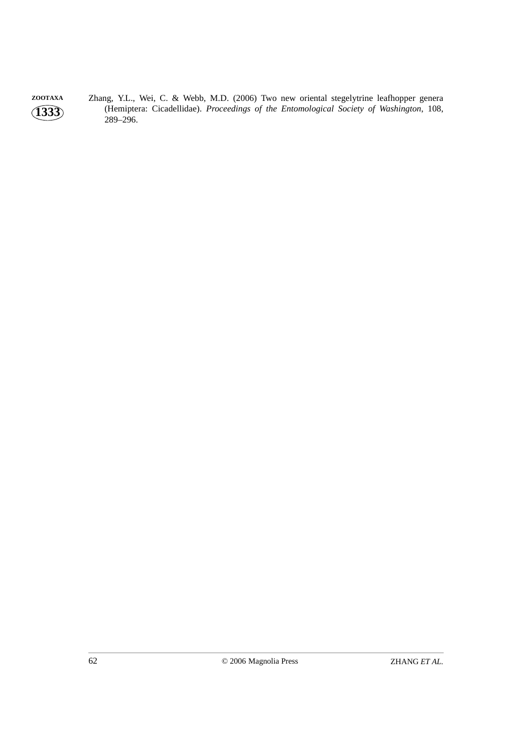Zhang, Y.L., Wei, C. & Webb, M.D. (2006) Two new oriental stegelytrine leafhopper genera (Hemiptera: Cicadellidae). *Proceedings of the Entomological Society of Washington*, 108, 289–296.